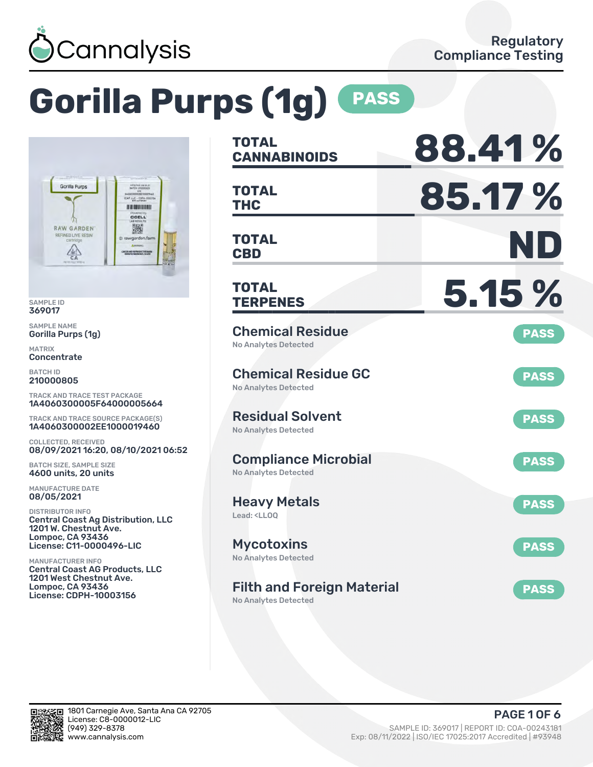Cannalysis

Regulatory Compliance Testing

# Gorilla Purps (1g) PASS

SAMPLE ID
369017

SAMPLE NAME
Gorilla Purps (1g)

MATRIX
Concentrate

BATCH ID
210000805

TRACK AND TRACE TEST PACKAGE
1A4060300005F64000005664

TRACK AND TRACE SOURCE PACKAGE(S)
1A4060300002EE1000019460

COLLECTED, RECEIVED
08/09/2021 16:20, 08/10/2021 06:52

BATCH SIZE, SAMPLE SIZE
4600 units, 20 units

MANUFACTURE DATE
08/05/2021

DISTRIBUTOR INFO
Central Coast Ag Distribution, LLC
1201 W. Chestnut Ave.
Lompoc, CA 93436
License: C11-0000496-LIC

MANUFACTURER INFO
Central Coast AG Products, LLC
1201 West Chestnut Ave.
Lompoc, CA 93436
License: CDPH-10003156

| | |
|---|---|
| **TOTAL CANNABINOIDS** | **88.41 %** |
| **TOTAL THC** | **85.17 %** |
| **TOTAL CBD** | **ND** |
| **TOTAL TERPENES** | **5.15 %** |

| Test | Result | Status |
|---|---|---|
| Chemical Residue | No Analytes Detected | PASS |
| Chemical Residue GC | No Analytes Detected | PASS |
| Residual Solvent | No Analytes Detected | PASS |
| Compliance Microbial | No Analytes Detected | PASS |
| Heavy Metals | Lead: <LLOQ | PASS |
| Mycotoxins | No Analytes Detected | PASS |
| Filth and Foreign Material | No Analytes Detected | PASS |

1801 Carnegie Ave, Santa Ana CA 92705
License: C8-0000012-LIC
(949) 329-8378
www.cannalysis.com

SAMPLE ID: 369017 | REPORT ID: COA-00243181
Exp: 08/11/2022 | ISO/IEC 17025:2017 Accredited | #93948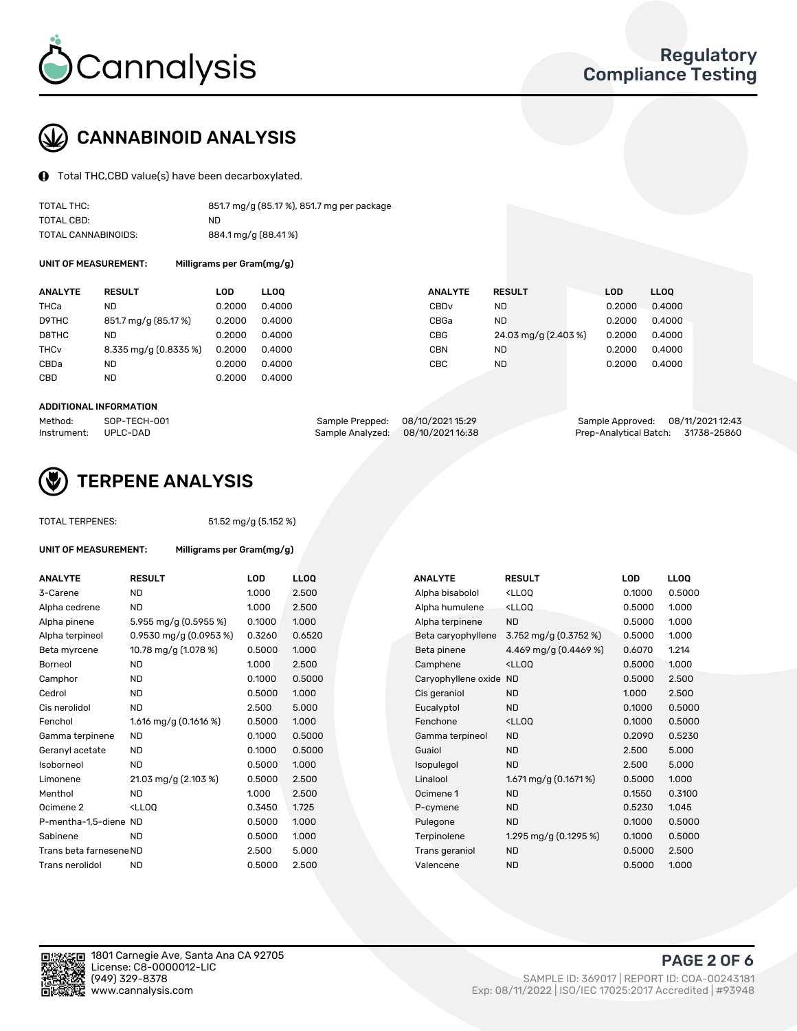# CANNABINOID ANALYSIS

Total THC,CBD value(s) have been decarboxylated.

| | |
|---|---|
| TOTAL THC: | 851.7 mg/g (85.17 %), 851.7 mg per package |
| TOTAL CBD: | ND |
| TOTAL CANNABINOIDS: | 884.1 mg/g (88.41 %) |

**UNIT OF MEASUREMENT:** Milligrams per Gram(mg/g)

| ANALYTE | RESULT | LOD | LLOQ | ANALYTE | RESULT | LOD | LLOQ |
|---|---|---|---|---|---|---|---|
| THCa | ND | 0.2000 | 0.4000 | CBDv | ND | 0.2000 | 0.4000 |
| D9THC | 851.7 mg/g (85.17 %) | 0.2000 | 0.4000 | CBGa | ND | 0.2000 | 0.4000 |
| D8THC | ND | 0.2000 | 0.4000 | CBG | 24.03 mg/g (2.403 %) | 0.2000 | 0.4000 |
| THCv | 8.335 mg/g (0.8335 %) | 0.2000 | 0.4000 | CBN | ND | 0.2000 | 0.4000 |
| CBDa | ND | 0.2000 | 0.4000 | CBC | ND | 0.2000 | 0.4000 |
| CBD | ND | 0.2000 | 0.4000 | | | | |

**ADDITIONAL INFORMATION**

| | | | | | |
|---|---|---|---|---|---|
| Method: | SOP-TECH-001 | Sample Prepped: | 08/10/2021 15:29 | Sample Approved: | 08/11/2021 12:43 |
| Instrument: | UPLC-DAD | Sample Analyzed: | 08/10/2021 16:38 | Prep-Analytical Batch: | 31738-25860 |

# TERPENE ANALYSIS

TOTAL TERPENES: 51.52 mg/g (5.152 %)

**UNIT OF MEASUREMENT:** Milligrams per Gram(mg/g)

| ANALYTE | RESULT | LOD | LLOQ | ANALYTE | RESULT | LOD | LLOQ |
|---|---|---|---|---|---|---|---|
| 3-Carene | ND | 1.000 | 2.500 | Alpha bisabolol | <LLOQ | 0.1000 | 0.5000 |
| Alpha cedrene | ND | 1.000 | 2.500 | Alpha humulene | <LLOQ | 0.5000 | 1.000 |
| Alpha pinene | 5.955 mg/g (0.5955 %) | 0.1000 | 1.000 | Alpha terpinene | ND | 0.5000 | 1.000 |
| Alpha terpineol | 0.9530 mg/g (0.0953 %) | 0.3260 | 0.6520 | Beta caryophyllene | 3.752 mg/g (0.3752 %) | 0.5000 | 1.000 |
| Beta myrcene | 10.78 mg/g (1.078 %) | 0.5000 | 1.000 | Beta pinene | 4.469 mg/g (0.4469 %) | 0.6070 | 1.214 |
| Borneol | ND | 1.000 | 2.500 | Camphene | <LLOQ | 0.5000 | 1.000 |
| Camphor | ND | 0.1000 | 0.5000 | Caryophyllene oxide | ND | 0.5000 | 2.500 |
| Cedrol | ND | 0.5000 | 1.000 | Cis geraniol | ND | 1.000 | 2.500 |
| Cis nerolidol | ND | 2.500 | 5.000 | Eucalyptol | ND | 0.1000 | 0.5000 |
| Fenchol | 1.616 mg/g (0.1616 %) | 0.5000 | 1.000 | Fenchone | <LLOQ | 0.1000 | 0.5000 |
| Gamma terpinene | ND | 0.1000 | 0.5000 | Gamma terpineol | ND | 0.2090 | 0.5230 |
| Geranyl acetate | ND | 0.1000 | 0.5000 | Guaiol | ND | 2.500 | 5.000 |
| Isoborneol | ND | 0.5000 | 1.000 | Isopulegol | ND | 2.500 | 5.000 |
| Limonene | 21.03 mg/g (2.103 %) | 0.5000 | 2.500 | Linalool | 1.671 mg/g (0.1671 %) | 0.5000 | 1.000 |
| Menthol | ND | 1.000 | 2.500 | Ocimene 1 | ND | 0.1550 | 0.3100 |
| Ocimene 2 | <LLOQ | 0.3450 | 1.725 | P-cymene | ND | 0.5230 | 1.045 |
| P-mentha-1,5-diene | ND | 0.5000 | 1.000 | Pulegone | ND | 0.1000 | 0.5000 |
| Sabinene | ND | 0.5000 | 1.000 | Terpinolene | 1.295 mg/g (0.1295 %) | 0.1000 | 0.5000 |
| Trans beta farnesene | ND | 2.500 | 5.000 | Trans geraniol | ND | 0.5000 | 2.500 |
| Trans nerolidol | ND | 0.5000 | 2.500 | Valencene | ND | 0.5000 | 1.000 |

1801 Carnegie Ave, Santa Ana CA 92705
License: C8-0000012-LIC
(949) 329-8378
www.cannalysis.com

SAMPLE ID: 369017 | REPORT ID: COA-00243181
Exp: 08/11/2022 | ISO/IEC 17025:2017 Accredited | #93948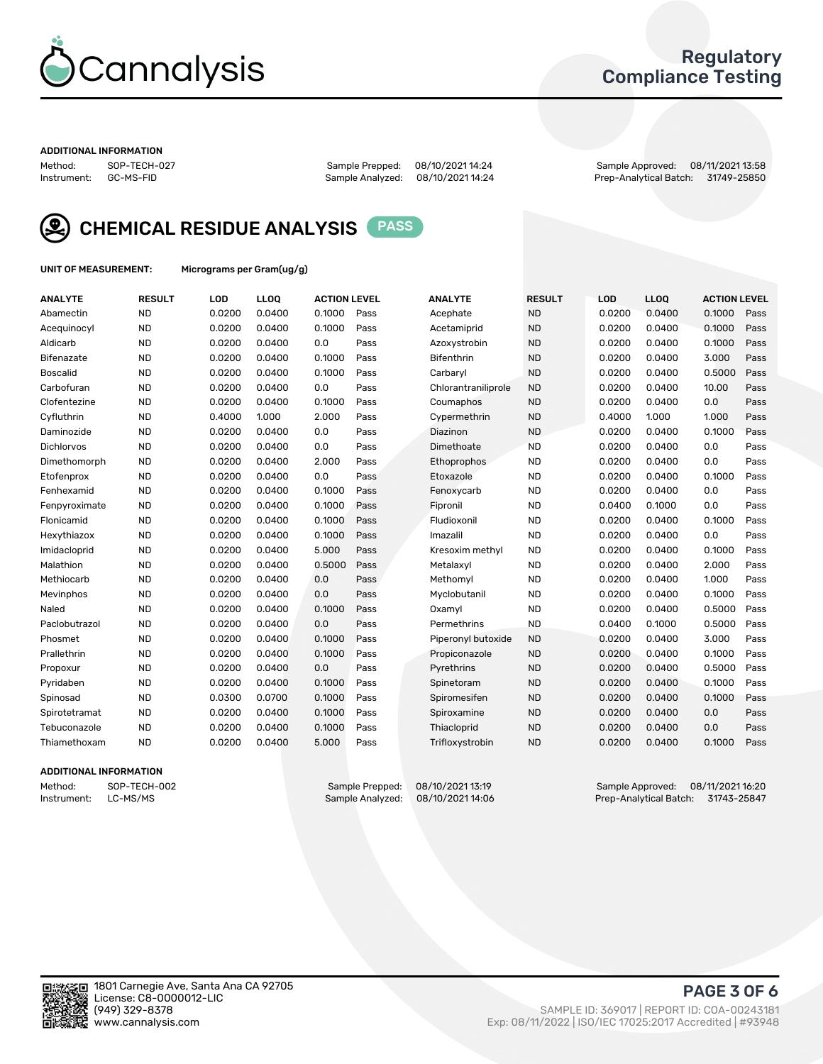# Cannalysis

## Regulatory Compliance Testing

**ADDITIONAL INFORMATION**

| | | | | | |
|---|---|---|---|---|---|
| Method: | SOP-TECH-027 | Sample Prepped: | 08/10/2021 14:24 | Sample Approved: | 08/11/2021 13:58 |
| Instrument: | GC-MS-FID | Sample Analyzed: | 08/10/2021 14:24 | Prep-Analytical Batch: | 31749-25850 |

## CHEMICAL RESIDUE ANALYSIS PASS

**UNIT OF MEASUREMENT:** Micrograms per Gram(ug/g)

| ANALYTE | RESULT | LOD | LLOQ | ACTION LEVEL | | ANALYTE | RESULT | LOD | LLOQ | ACTION LEVEL | |
|---|---|---|---|---|---|---|---|---|---|---|---|
| Abamectin | ND | 0.0200 | 0.0400 | 0.1000 | Pass | Acephate | ND | 0.0200 | 0.0400 | 0.1000 | Pass |
| Acequinocyl | ND | 0.0200 | 0.0400 | 0.1000 | Pass | Acetamiprid | ND | 0.0200 | 0.0400 | 0.1000 | Pass |
| Aldicarb | ND | 0.0200 | 0.0400 | 0.0 | Pass | Azoxystrobin | ND | 0.0200 | 0.0400 | 0.1000 | Pass |
| Bifenazate | ND | 0.0200 | 0.0400 | 0.1000 | Pass | Bifenthrin | ND | 0.0200 | 0.0400 | 3.000 | Pass |
| Boscalid | ND | 0.0200 | 0.0400 | 0.1000 | Pass | Carbaryl | ND | 0.0200 | 0.0400 | 0.5000 | Pass |
| Carbofuran | ND | 0.0200 | 0.0400 | 0.0 | Pass | Chlorantraniliprole | ND | 0.0200 | 0.0400 | 10.00 | Pass |
| Clofentezine | ND | 0.0200 | 0.0400 | 0.1000 | Pass | Coumaphos | ND | 0.0200 | 0.0400 | 0.0 | Pass |
| Cyfluthrin | ND | 0.4000 | 1.000 | 2.000 | Pass | Cypermethrin | ND | 0.4000 | 1.000 | 1.000 | Pass |
| Daminozide | ND | 0.0200 | 0.0400 | 0.0 | Pass | Diazinon | ND | 0.0200 | 0.0400 | 0.1000 | Pass |
| Dichlorvos | ND | 0.0200 | 0.0400 | 0.0 | Pass | Dimethoate | ND | 0.0200 | 0.0400 | 0.0 | Pass |
| Dimethomorph | ND | 0.0200 | 0.0400 | 2.000 | Pass | Ethoprophos | ND | 0.0200 | 0.0400 | 0.0 | Pass |
| Etofenprox | ND | 0.0200 | 0.0400 | 0.0 | Pass | Etoxazole | ND | 0.0200 | 0.0400 | 0.1000 | Pass |
| Fenhexamid | ND | 0.0200 | 0.0400 | 0.1000 | Pass | Fenoxycarb | ND | 0.0200 | 0.0400 | 0.0 | Pass |
| Fenpyroximate | ND | 0.0200 | 0.0400 | 0.1000 | Pass | Fipronil | ND | 0.0400 | 0.1000 | 0.0 | Pass |
| Flonicamid | ND | 0.0200 | 0.0400 | 0.1000 | Pass | Fludioxonil | ND | 0.0200 | 0.0400 | 0.1000 | Pass |
| Hexythiazox | ND | 0.0200 | 0.0400 | 0.1000 | Pass | Imazalil | ND | 0.0200 | 0.0400 | 0.0 | Pass |
| Imidacloprid | ND | 0.0200 | 0.0400 | 5.000 | Pass | Kresoxim methyl | ND | 0.0200 | 0.0400 | 0.1000 | Pass |
| Malathion | ND | 0.0200 | 0.0400 | 0.5000 | Pass | Metalaxyl | ND | 0.0200 | 0.0400 | 2.000 | Pass |
| Methiocarb | ND | 0.0200 | 0.0400 | 0.0 | Pass | Methomyl | ND | 0.0200 | 0.0400 | 1.000 | Pass |
| Mevinphos | ND | 0.0200 | 0.0400 | 0.0 | Pass | Myclobutanil | ND | 0.0200 | 0.0400 | 0.1000 | Pass |
| Naled | ND | 0.0200 | 0.0400 | 0.1000 | Pass | Oxamyl | ND | 0.0200 | 0.0400 | 0.5000 | Pass |
| Paclobutrazol | ND | 0.0200 | 0.0400 | 0.0 | Pass | Permethrins | ND | 0.0400 | 0.1000 | 0.5000 | Pass |
| Phosmet | ND | 0.0200 | 0.0400 | 0.1000 | Pass | Piperonyl butoxide | ND | 0.0200 | 0.0400 | 3.000 | Pass |
| Prallethrin | ND | 0.0200 | 0.0400 | 0.1000 | Pass | Propiconazole | ND | 0.0200 | 0.0400 | 0.1000 | Pass |
| Propoxur | ND | 0.0200 | 0.0400 | 0.0 | Pass | Pyrethrins | ND | 0.0200 | 0.0400 | 0.5000 | Pass |
| Pyridaben | ND | 0.0200 | 0.0400 | 0.1000 | Pass | Spinetoram | ND | 0.0200 | 0.0400 | 0.1000 | Pass |
| Spinosad | ND | 0.0300 | 0.0700 | 0.1000 | Pass | Spiromesifen | ND | 0.0200 | 0.0400 | 0.1000 | Pass |
| Spirotetramat | ND | 0.0200 | 0.0400 | 0.1000 | Pass | Spiroxamine | ND | 0.0200 | 0.0400 | 0.0 | Pass |
| Tebuconazole | ND | 0.0200 | 0.0400 | 0.1000 | Pass | Thiacloprid | ND | 0.0200 | 0.0400 | 0.0 | Pass |
| Thiamethoxam | ND | 0.0200 | 0.0400 | 5.000 | Pass | Trifloxystrobin | ND | 0.0200 | 0.0400 | 0.1000 | Pass |

**ADDITIONAL INFORMATION**

| | | | | | |
|---|---|---|---|---|---|
| Method: | SOP-TECH-002 | Sample Prepped: | 08/10/2021 13:19 | Sample Approved: | 08/11/2021 16:20 |
| Instrument: | LC-MS/MS | Sample Analyzed: | 08/10/2021 14:06 | Prep-Analytical Batch: | 31743-25847 |

1801 Carnegie Ave, Santa Ana CA 92705
License: C8-0000012-LIC
(949) 329-8378
www.cannalysis.com

SAMPLE ID: 369017 | REPORT ID: COA-00243181
Exp: 08/11/2022 | ISO/IEC 17025:2017 Accredited | #93948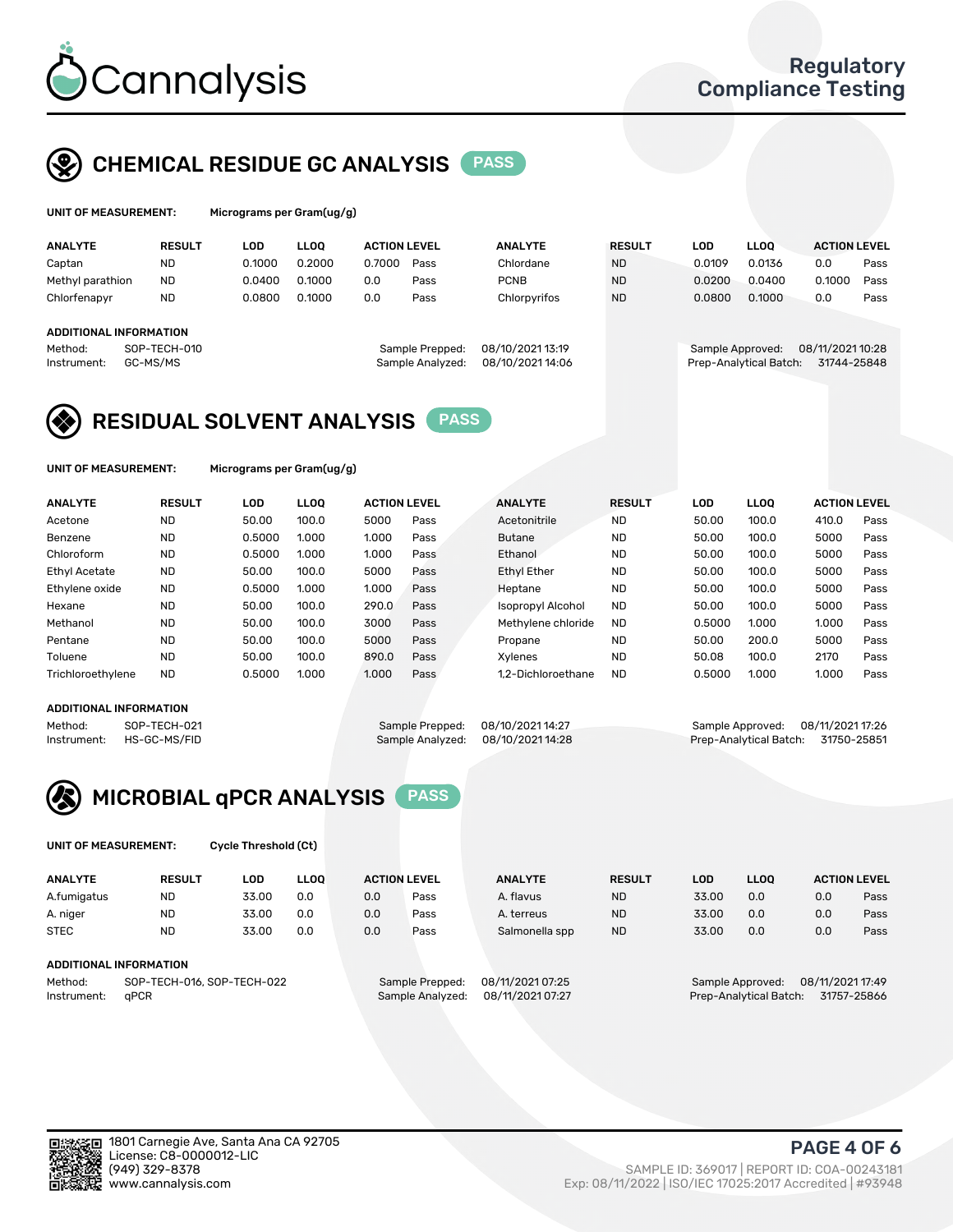Cannalysis

Regulatory Compliance Testing

## CHEMICAL RESIDUE GC ANALYSIS PASS

**UNIT OF MEASUREMENT:** Micrograms per Gram(ug/g)

| ANALYTE | RESULT | LOD | LLOQ | ACTION LEVEL | | ANALYTE | RESULT | LOD | LLOQ | ACTION LEVEL | |
|---|---|---|---|---|---|---|---|---|---|---|---|
| Captan | ND | 0.1000 | 0.2000 | 0.7000 | Pass | Chlordane | ND | 0.0109 | 0.0136 | 0.0 | Pass |
| Methyl parathion | ND | 0.0400 | 0.1000 | 0.0 | Pass | PCNB | ND | 0.0200 | 0.0400 | 0.1000 | Pass |
| Chlorfenapyr | ND | 0.0800 | 0.1000 | 0.0 | Pass | Chlorpyrifos | ND | 0.0800 | 0.1000 | 0.0 | Pass |

**ADDITIONAL INFORMATION**

Method: SOP-TECH-010
Instrument: GC-MS/MS

Sample Prepped: 08/10/2021 13:19
Sample Analyzed: 08/10/2021 14:06

Sample Approved: 08/11/2021 10:28
Prep-Analytical Batch: 31744-25848

## RESIDUAL SOLVENT ANALYSIS PASS

**UNIT OF MEASUREMENT:** Micrograms per Gram(ug/g)

| ANALYTE | RESULT | LOD | LLOQ | ACTION LEVEL | | ANALYTE | RESULT | LOD | LLOQ | ACTION LEVEL | |
|---|---|---|---|---|---|---|---|---|---|---|---|
| Acetone | ND | 50.00 | 100.0 | 5000 | Pass | Acetonitrile | ND | 50.00 | 100.0 | 410.0 | Pass |
| Benzene | ND | 0.5000 | 1.000 | 1.000 | Pass | Butane | ND | 50.00 | 100.0 | 5000 | Pass |
| Chloroform | ND | 0.5000 | 1.000 | 1.000 | Pass | Ethanol | ND | 50.00 | 100.0 | 5000 | Pass |
| Ethyl Acetate | ND | 50.00 | 100.0 | 5000 | Pass | Ethyl Ether | ND | 50.00 | 100.0 | 5000 | Pass |
| Ethylene oxide | ND | 0.5000 | 1.000 | 1.000 | Pass | Heptane | ND | 50.00 | 100.0 | 5000 | Pass |
| Hexane | ND | 50.00 | 100.0 | 290.0 | Pass | Isopropyl Alcohol | ND | 50.00 | 100.0 | 5000 | Pass |
| Methanol | ND | 50.00 | 100.0 | 3000 | Pass | Methylene chloride | ND | 0.5000 | 1.000 | 1.000 | Pass |
| Pentane | ND | 50.00 | 100.0 | 5000 | Pass | Propane | ND | 50.00 | 200.0 | 5000 | Pass |
| Toluene | ND | 50.00 | 100.0 | 890.0 | Pass | Xylenes | ND | 50.08 | 100.0 | 2170 | Pass |
| Trichloroethylene | ND | 0.5000 | 1.000 | 1.000 | Pass | 1,2-Dichloroethane | ND | 0.5000 | 1.000 | 1.000 | Pass |

**ADDITIONAL INFORMATION**

Method: SOP-TECH-021
Instrument: HS-GC-MS/FID

Sample Prepped: 08/10/2021 14:27
Sample Analyzed: 08/10/2021 14:28

Sample Approved: 08/11/2021 17:26
Prep-Analytical Batch: 31750-25851

## MICROBIAL qPCR ANALYSIS PASS

**UNIT OF MEASUREMENT:** Cycle Threshold (Ct)

| ANALYTE | RESULT | LOD | LLOQ | ACTION LEVEL | | ANALYTE | RESULT | LOD | LLOQ | ACTION LEVEL | |
|---|---|---|---|---|---|---|---|---|---|---|---|
| A.fumigatus | ND | 33.00 | 0.0 | 0.0 | Pass | A. flavus | ND | 33.00 | 0.0 | 0.0 | Pass |
| A. niger | ND | 33.00 | 0.0 | 0.0 | Pass | A. terreus | ND | 33.00 | 0.0 | 0.0 | Pass |
| STEC | ND | 33.00 | 0.0 | 0.0 | Pass | Salmonella spp | ND | 33.00 | 0.0 | 0.0 | Pass |

**ADDITIONAL INFORMATION**

Method: SOP-TECH-016, SOP-TECH-022
Instrument: qPCR

Sample Prepped: 08/11/2021 07:25
Sample Analyzed: 08/11/2021 07:27

Sample Approved: 08/11/2021 17:49
Prep-Analytical Batch: 31757-25866

1801 Carnegie Ave, Santa Ana CA 92705
License: C8-0000012-LIC
(949) 329-8378
www.cannalysis.com

SAMPLE ID: 369017 | REPORT ID: COA-00243181
Exp: 08/11/2022 | ISO/IEC 17025:2017 Accredited | #93948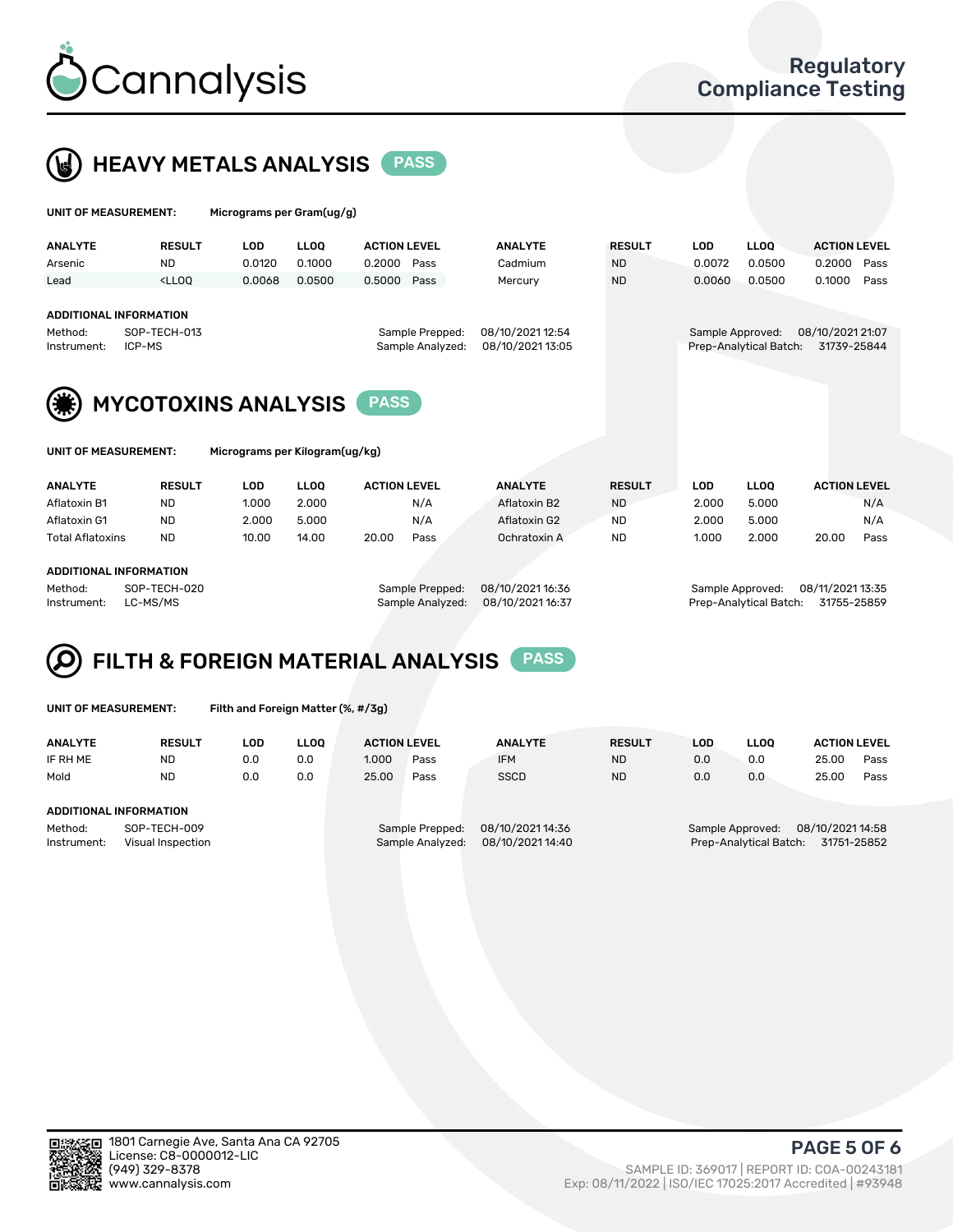Regulatory Compliance Testing

## HEAVY METALS ANALYSIS PASS

**UNIT OF MEASUREMENT:** Micrograms per Gram(ug/g)

| ANALYTE | RESULT | LOD | LLOQ | ACTION LEVEL | | ANALYTE | RESULT | LOD | LLOQ | ACTION LEVEL | |
|---|---|---|---|---|---|---|---|---|---|---|---|
| Arsenic | ND | 0.0120 | 0.1000 | 0.2000 | Pass | Cadmium | ND | 0.0072 | 0.0500 | 0.2000 | Pass |
| Lead | <LLOQ | 0.0068 | 0.0500 | 0.5000 | Pass | Mercury | ND | 0.0060 | 0.0500 | 0.1000 | Pass |

**ADDITIONAL INFORMATION**

Method: SOP-TECH-013
Instrument: ICP-MS
Sample Prepped: 08/10/2021 12:54
Sample Analyzed: 08/10/2021 13:05
Sample Approved: 08/10/2021 21:07
Prep-Analytical Batch: 31739-25844

## MYCOTOXINS ANALYSIS PASS

**UNIT OF MEASUREMENT:** Micrograms per Kilogram(ug/kg)

| ANALYTE | RESULT | LOD | LLOQ | ACTION LEVEL | | ANALYTE | RESULT | LOD | LLOQ | ACTION LEVEL | |
|---|---|---|---|---|---|---|---|---|---|---|---|
| Aflatoxin B1 | ND | 1.000 | 2.000 | | N/A | Aflatoxin B2 | ND | 2.000 | 5.000 | | N/A |
| Aflatoxin G1 | ND | 2.000 | 5.000 | | N/A | Aflatoxin G2 | ND | 2.000 | 5.000 | | N/A |
| Total Aflatoxins | ND | 10.00 | 14.00 | 20.00 | Pass | Ochratoxin A | ND | 1.000 | 2.000 | 20.00 | Pass |

**ADDITIONAL INFORMATION**

Method: SOP-TECH-020
Instrument: LC-MS/MS
Sample Prepped: 08/10/2021 16:36
Sample Analyzed: 08/10/2021 16:37
Sample Approved: 08/11/2021 13:35
Prep-Analytical Batch: 31755-25859

## FILTH & FOREIGN MATERIAL ANALYSIS PASS

**UNIT OF MEASUREMENT:** Filth and Foreign Matter (%, #/3g)

| ANALYTE | RESULT | LOD | LLOQ | ACTION LEVEL | | ANALYTE | RESULT | LOD | LLOQ | ACTION LEVEL | |
|---|---|---|---|---|---|---|---|---|---|---|---|
| IF RH ME | ND | 0.0 | 0.0 | 1.000 | Pass | IFM | ND | 0.0 | 0.0 | 25.00 | Pass |
| Mold | ND | 0.0 | 0.0 | 25.00 | Pass | SSCD | ND | 0.0 | 0.0 | 25.00 | Pass |

**ADDITIONAL INFORMATION**

Method: SOP-TECH-009
Instrument: Visual Inspection
Sample Prepped: 08/10/2021 14:36
Sample Analyzed: 08/10/2021 14:40
Sample Approved: 08/10/2021 14:58
Prep-Analytical Batch: 31751-25852

1801 Carnegie Ave, Santa Ana CA 92705
License: C8-0000012-LIC
(949) 329-8378
www.cannalysis.com

SAMPLE ID: 369017 | REPORT ID: COA-00243181
Exp: 08/11/2022 | ISO/IEC 17025:2017 Accredited | #93948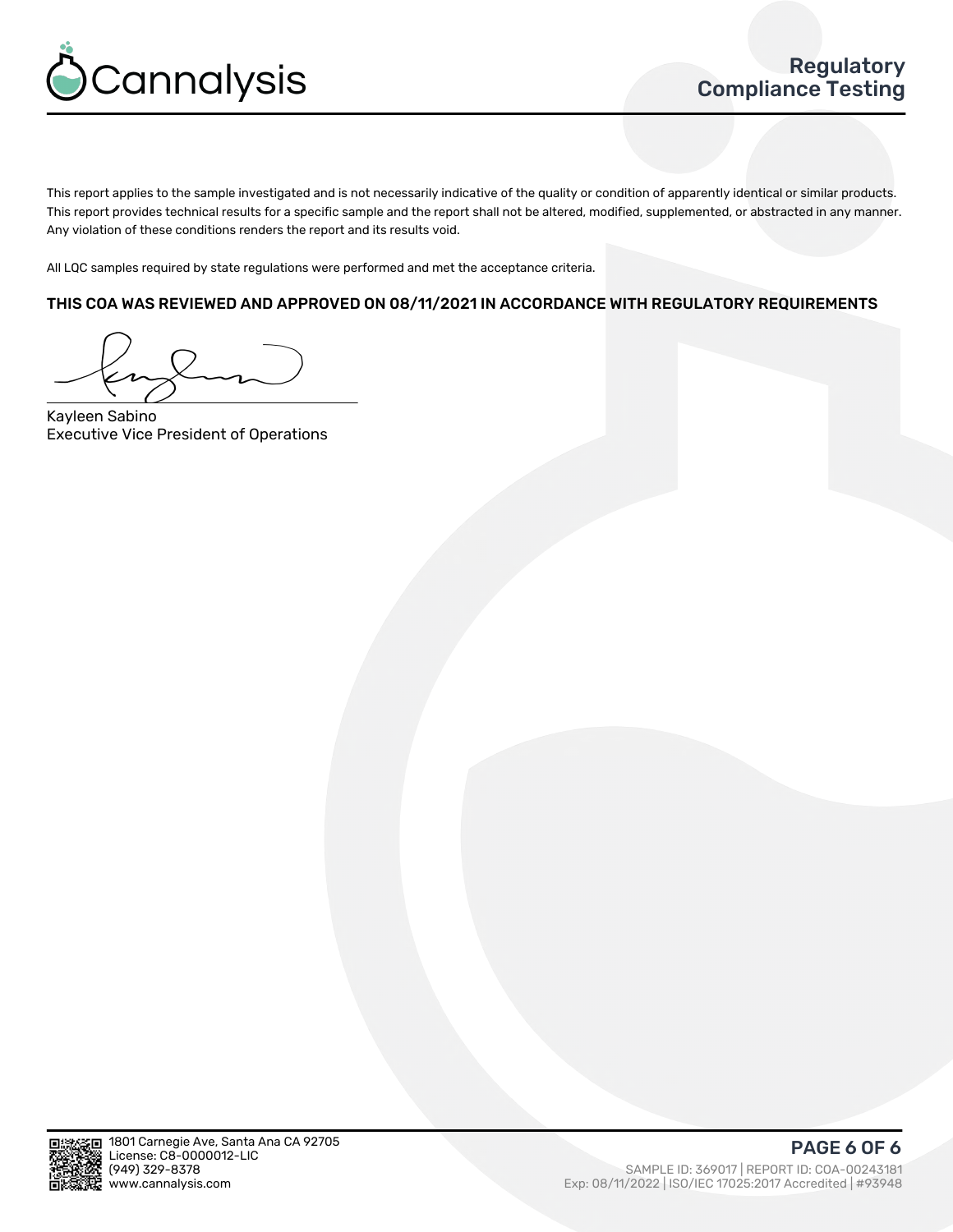This report applies to the sample investigated and is not necessarily indicative of the quality or condition of apparently identical or similar products. This report provides technical results for a specific sample and the report shall not be altered, modified, supplemented, or abstracted in any manner. Any violation of these conditions renders the report and its results void.

All LQC samples required by state regulations were performed and met the acceptance criteria.

**THIS COA WAS REVIEWED AND APPROVED ON 08/11/2021 IN ACCORDANCE WITH REGULATORY REQUIREMENTS**

Kayleen Sabino
Executive Vice President of Operations